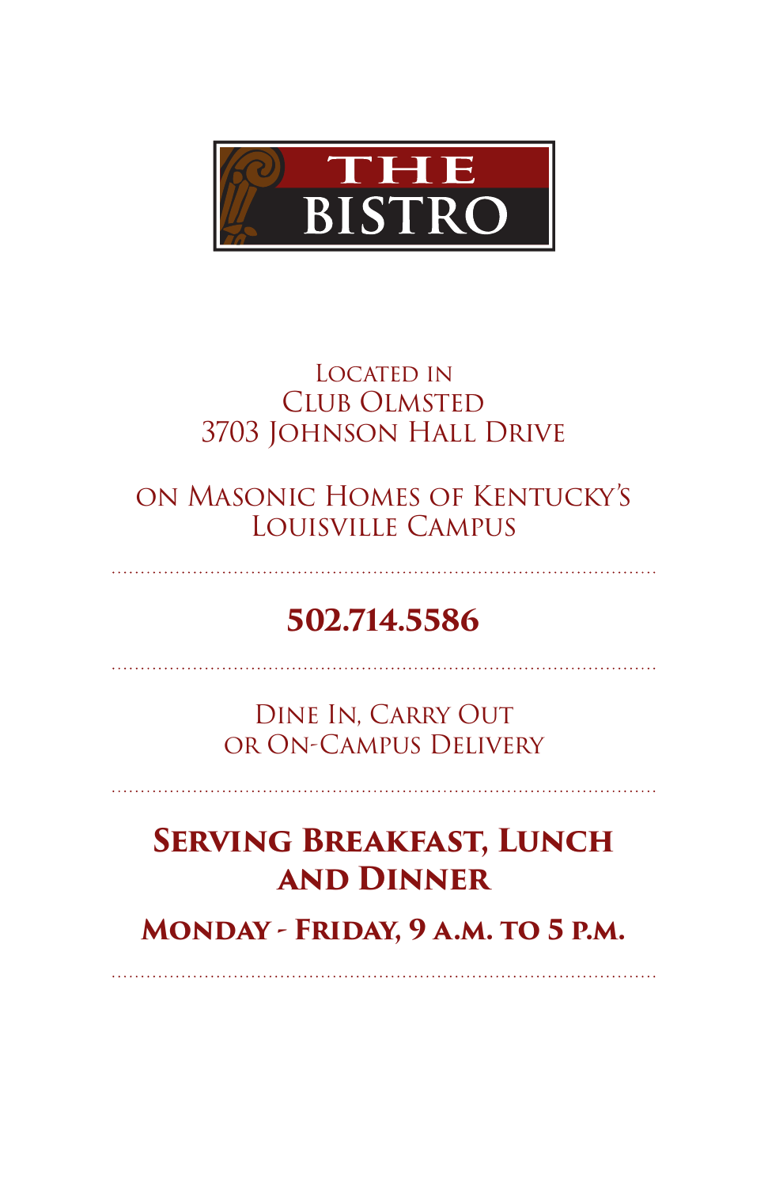# THE BISTRO

Located in
Club Olmsted
3703 Johnson Hall Drive

on Masonic Homes of Kentucky's
Louisville Campus

**502.714.5586**

Dine In, Carry Out
or On-Campus Delivery

## Serving Breakfast, Lunch and Dinner

**Monday - Friday, 9 a.m. to 5 p.m.**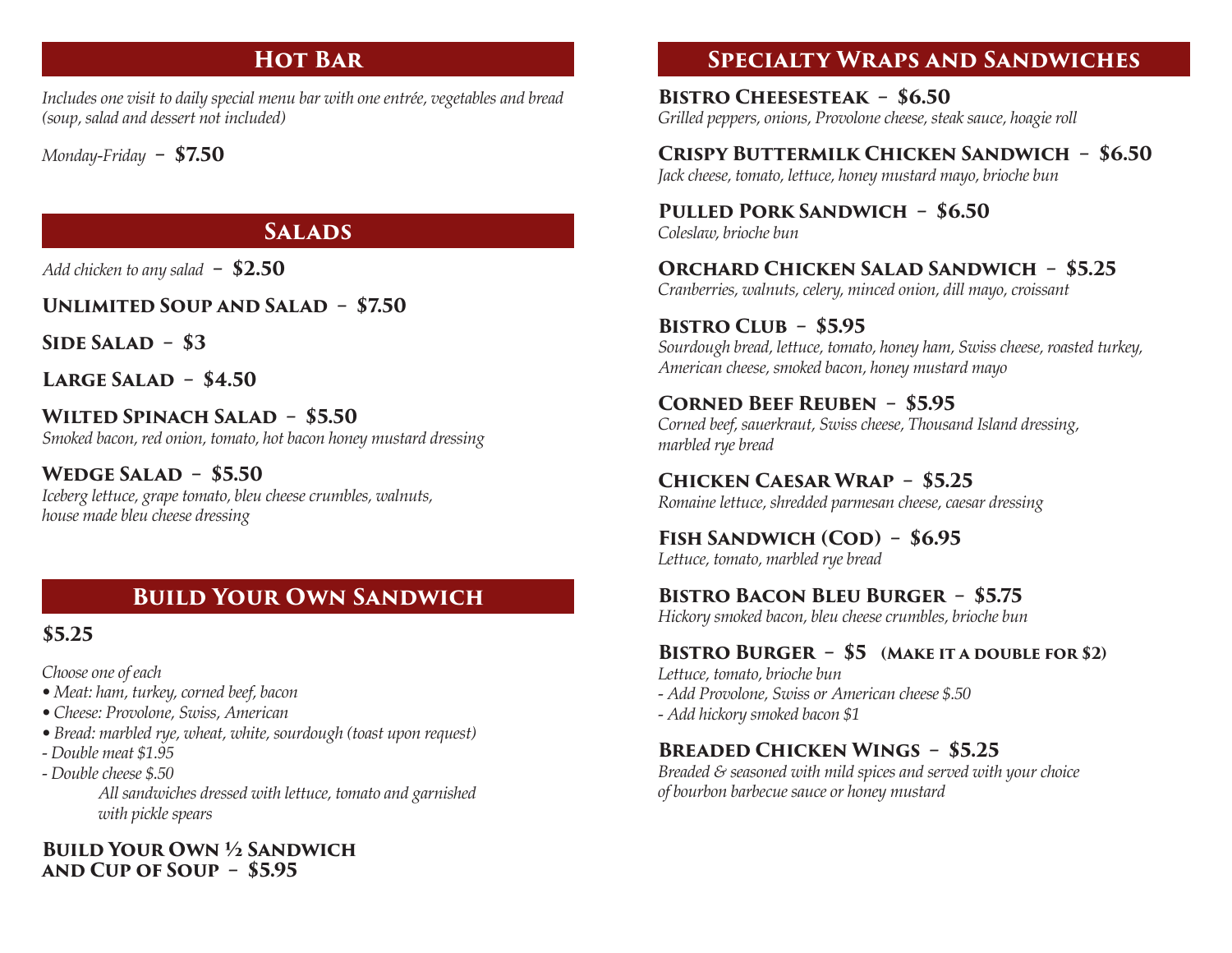## Hot Bar

*Includes one visit to daily special menu bar with one entrée, vegetables and bread (soup, salad and dessert not included)*

*Monday-Friday* – **$7.50**

## Salads

*Add chicken to any salad* – **$2.50**

**Unlimited Soup and Salad – $7.50**

**Side Salad – $3**

**Large Salad – $4.50**

**Wilted Spinach Salad – $5.50**
*Smoked bacon, red onion, tomato, hot bacon honey mustard dressing*

**Wedge Salad – $5.50**
*Iceberg lettuce, grape tomato, bleu cheese crumbles, walnuts, house made bleu cheese dressing*

## Build Your Own Sandwich

**$5.25**

*Choose one of each*

- *Meat: ham, turkey, corned beef, bacon*
- *Cheese: Provolone, Swiss, American*
- *Bread: marbled rye, wheat, white, sourdough (toast upon request)*

*- Double meat $1.95*
*- Double cheese $.50*

*All sandwiches dressed with lettuce, tomato and garnished with pickle spears*

**Build Your Own ½ Sandwich and Cup of Soup – $5.95**

## Specialty Wraps and Sandwiches

**Bistro Cheesesteak – $6.50**
*Grilled peppers, onions, Provolone cheese, steak sauce, hoagie roll*

**Crispy Buttermilk Chicken Sandwich – $6.50**
*Jack cheese, tomato, lettuce, honey mustard mayo, brioche bun*

**Pulled Pork Sandwich – $6.50**
*Coleslaw, brioche bun*

**Orchard Chicken Salad Sandwich – $5.25**
*Cranberries, walnuts, celery, minced onion, dill mayo, croissant*

**Bistro Club – $5.95**
*Sourdough bread, lettuce, tomato, honey ham, Swiss cheese, roasted turkey, American cheese, smoked bacon, honey mustard mayo*

**Corned Beef Reuben – $5.95**
*Corned beef, sauerkraut, Swiss cheese, Thousand Island dressing, marbled rye bread*

**Chicken Caesar Wrap – $5.25**
*Romaine lettuce, shredded parmesan cheese, caesar dressing*

**Fish Sandwich (Cod) – $6.95**
*Lettuce, tomato, marbled rye bread*

**Bistro Bacon Bleu Burger – $5.75**
*Hickory smoked bacon, bleu cheese crumbles, brioche bun*

**Bistro Burger – $5** (Make it a double for $2)
*Lettuce, tomato, brioche bun*
*- Add Provolone, Swiss or American cheese $.50*
*- Add hickory smoked bacon $1*

**Breaded Chicken Wings – $5.25**
*Breaded & seasoned with mild spices and served with your choice of bourbon barbecue sauce or honey mustard*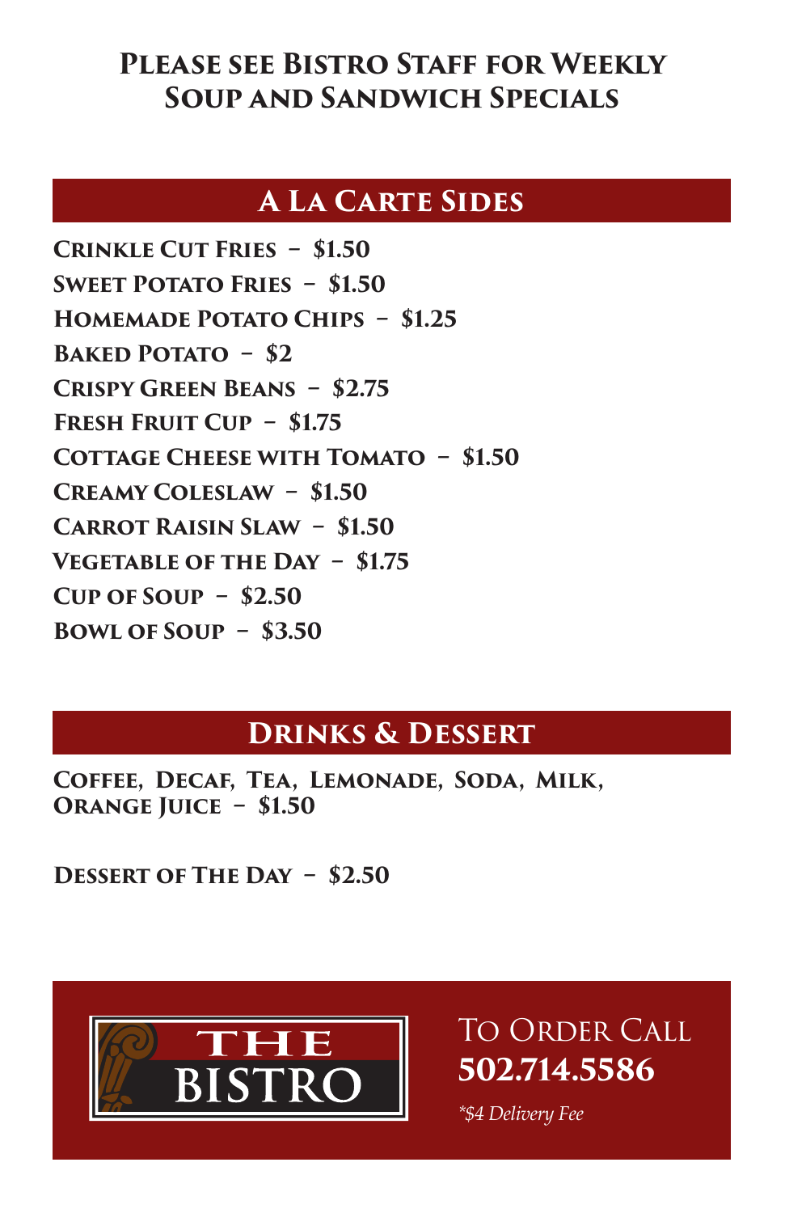## Please see Bistro Staff for Weekly Soup and Sandwich Specials

## A La Carte Sides

**Crinkle Cut Fries – $1.50**
**Sweet Potato Fries – $1.50**
**Homemade Potato Chips – $1.25**
**Baked Potato – $2**
**Crispy Green Beans – $2.75**
**Fresh Fruit Cup – $1.75**
**Cottage Cheese with Tomato – $1.50**
**Creamy Coleslaw – $1.50**
**Carrot Raisin Slaw – $1.50**
**Vegetable of the Day – $1.75**
**Cup of Soup – $2.50**
**Bowl of Soup – $3.50**

## Drinks & Dessert

**Coffee, Decaf, Tea, Lemonade, Soda, Milk, Orange Juice – $1.50**

**Dessert of The Day – $2.50**

THE BISTRO

To Order Call
**502.714.5586**

*\*$4 Delivery Fee*